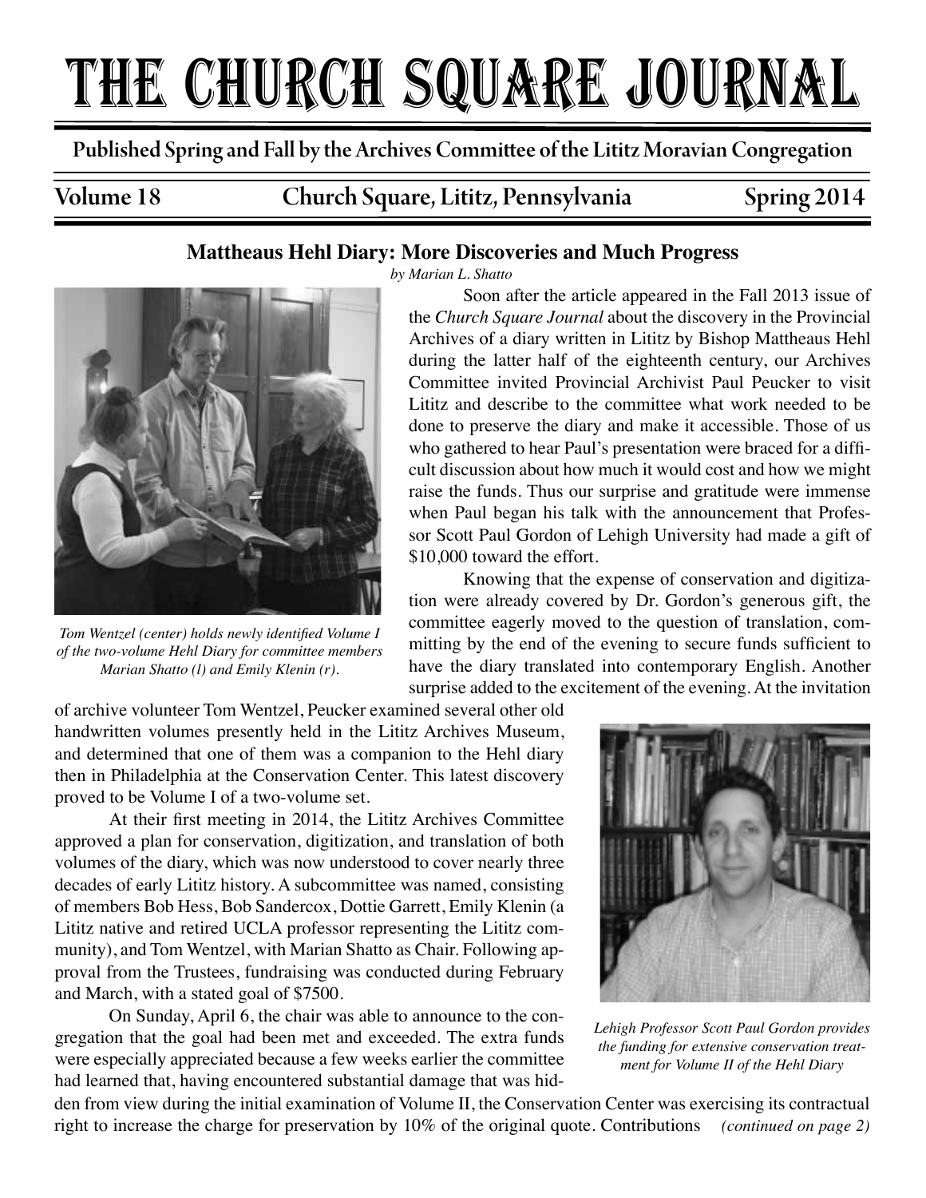# THE CHURCH SQUARE JOURNAL

**Published Spring and Fall by the Archives Committee of the Lititz Moravian Congregation**

**Volume 18 — Church Square, Lititz, Pennsylvania — Spring 2014**

## Mattheaus Hehl Diary: More Discoveries and Much Progress

*by Marian L. Shatto*

*Tom Wentzel (center) holds newly identified Volume I of the two-volume Hehl Diary for committee members Marian Shatto (l) and Emily Klenin (r).*

Soon after the article appeared in the Fall 2013 issue of the *Church Square Journal* about the discovery in the Provincial Archives of a diary written in Lititz by Bishop Mattheaus Hehl during the latter half of the eighteenth century, our Archives Committee invited Provincial Archivist Paul Peucker to visit Lititz and describe to the committee what work needed to be done to preserve the diary and make it accessible. Those of us who gathered to hear Paul's presentation were braced for a difficult discussion about how much it would cost and how we might raise the funds. Thus our surprise and gratitude were immense when Paul began his talk with the announcement that Professor Scott Paul Gordon of Lehigh University had made a gift of $10,000 toward the effort.

Knowing that the expense of conservation and digitization were already covered by Dr. Gordon's generous gift, the committee eagerly moved to the question of translation, committing by the end of the evening to secure funds sufficient to have the diary translated into contemporary English. Another surprise added to the excitement of the evening. At the invitation of archive volunteer Tom Wentzel, Peucker examined several other old handwritten volumes presently held in the Lititz Archives Museum, and determined that one of them was a companion to the Hehl diary then in Philadelphia at the Conservation Center. This latest discovery proved to be Volume I of a two-volume set.

At their first meeting in 2014, the Lititz Archives Committee approved a plan for conservation, digitization, and translation of both volumes of the diary, which was now understood to cover nearly three decades of early Lititz history. A subcommittee was named, consisting of members Bob Hess, Bob Sandercox, Dottie Garrett, Emily Klenin (a Lititz native and retired UCLA professor representing the Lititz community), and Tom Wentzel, with Marian Shatto as Chair. Following approval from the Trustees, fundraising was conducted during February and March, with a stated goal of $7500.

*Lehigh Professor Scott Paul Gordon provides the funding for extensive conservation treatment for Volume II of the Hehl Diary*

On Sunday, April 6, the chair was able to announce to the congregation that the goal had been met and exceeded. The extra funds were especially appreciated because a few weeks earlier the committee had learned that, having encountered substantial damage that was hidden from view during the initial examination of Volume II, the Conservation Center was exercising its contractual right to increase the charge for preservation by 10% of the original quote. Contributions *(continued on page 2)*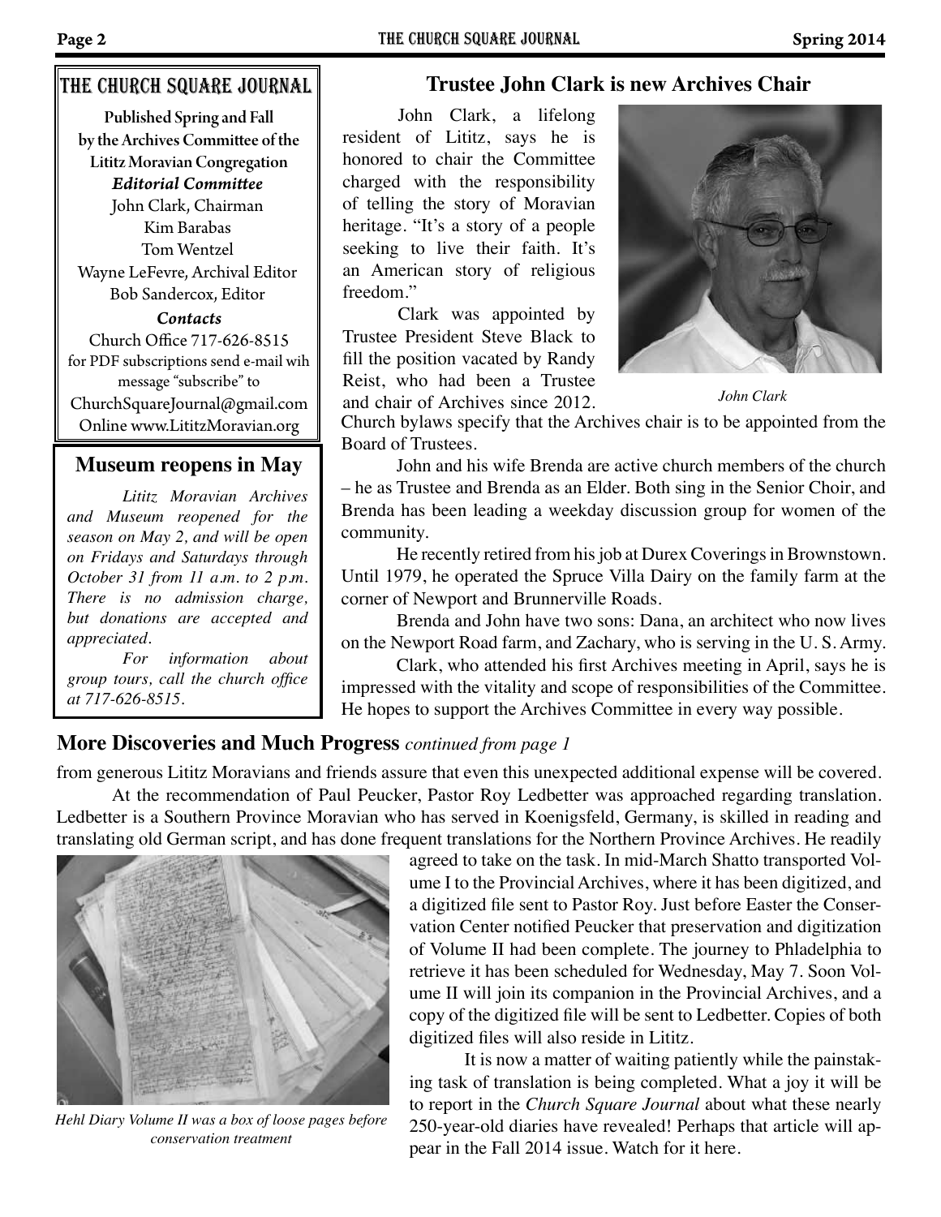## The Church Square Journal

**Published Spring and Fall by the Archives Committee of the Lititz Moravian Congregation**

***Editorial Committee***

John Clark, Chairman
Kim Barabas
Tom Wentzel
Wayne LeFevre, Archival Editor
Bob Sandercox, Editor

***Contacts***

Church Office 717-626-8515
for PDF subscriptions send e-mail wih message "subscribe" to
ChurchSquareJournal@gmail.com
Online www.LititzMoravian.org

## Museum reopens in May

*Lititz Moravian Archives and Museum reopened for the season on May 2, and will be open on Fridays and Saturdays through October 31 from 11 a.m. to 2 p.m. There is no admission charge, but donations are accepted and appreciated.*

*For information about group tours, call the church office at 717-626-8515.*

## Trustee John Clark is new Archives Chair

John Clark, a lifelong resident of Lititz, says he is honored to chair the Committee charged with the responsibility of telling the story of Moravian heritage. "It's a story of a people seeking to live their faith. It's an American story of religious freedom."

*John Clark*

Clark was appointed by Trustee President Steve Black to fill the position vacated by Randy Reist, who had been a Trustee and chair of Archives since 2012. Church bylaws specify that the Archives chair is to be appointed from the Board of Trustees.

John and his wife Brenda are active church members of the church – he as Trustee and Brenda as an Elder. Both sing in the Senior Choir, and Brenda has been leading a weekday discussion group for women of the community.

He recently retired from his job at Durex Coverings in Brownstown. Until 1979, he operated the Spruce Villa Dairy on the family farm at the corner of Newport and Brunnerville Roads.

Brenda and John have two sons: Dana, an architect who now lives on the Newport Road farm, and Zachary, who is serving in the U. S. Army.

Clark, who attended his first Archives meeting in April, says he is impressed with the vitality and scope of responsibilities of the Committee. He hopes to support the Archives Committee in every way possible.

## More Discoveries and Much Progress *continued from page 1*

from generous Lititz Moravians and friends assure that even this unexpected additional expense will be covered.

At the recommendation of Paul Peucker, Pastor Roy Ledbetter was approached regarding translation. Ledbetter is a Southern Province Moravian who has served in Koenigsfeld, Germany, is skilled in reading and translating old German script, and has done frequent translations for the Northern Province Archives. He readily agreed to take on the task. In mid-March Shatto transported Volume I to the Provincial Archives, where it has been digitized, and a digitized file sent to Pastor Roy. Just before Easter the Conservation Center notified Peucker that preservation and digitization of Volume II had been complete. The journey to Phladelphia to retrieve it has been scheduled for Wednesday, May 7. Soon Volume II will join its companion in the Provincial Archives, and a copy of the digitized file will be sent to Ledbetter. Copies of both digitized files will also reside in Lititz.

*Hehl Diary Volume II was a box of loose pages before conservation treatment*

It is now a matter of waiting patiently while the painstaking task of translation is being completed. What a joy it will be to report in the *Church Square Journal* about what these nearly 250-year-old diaries have revealed! Perhaps that article will appear in the Fall 2014 issue. Watch for it here.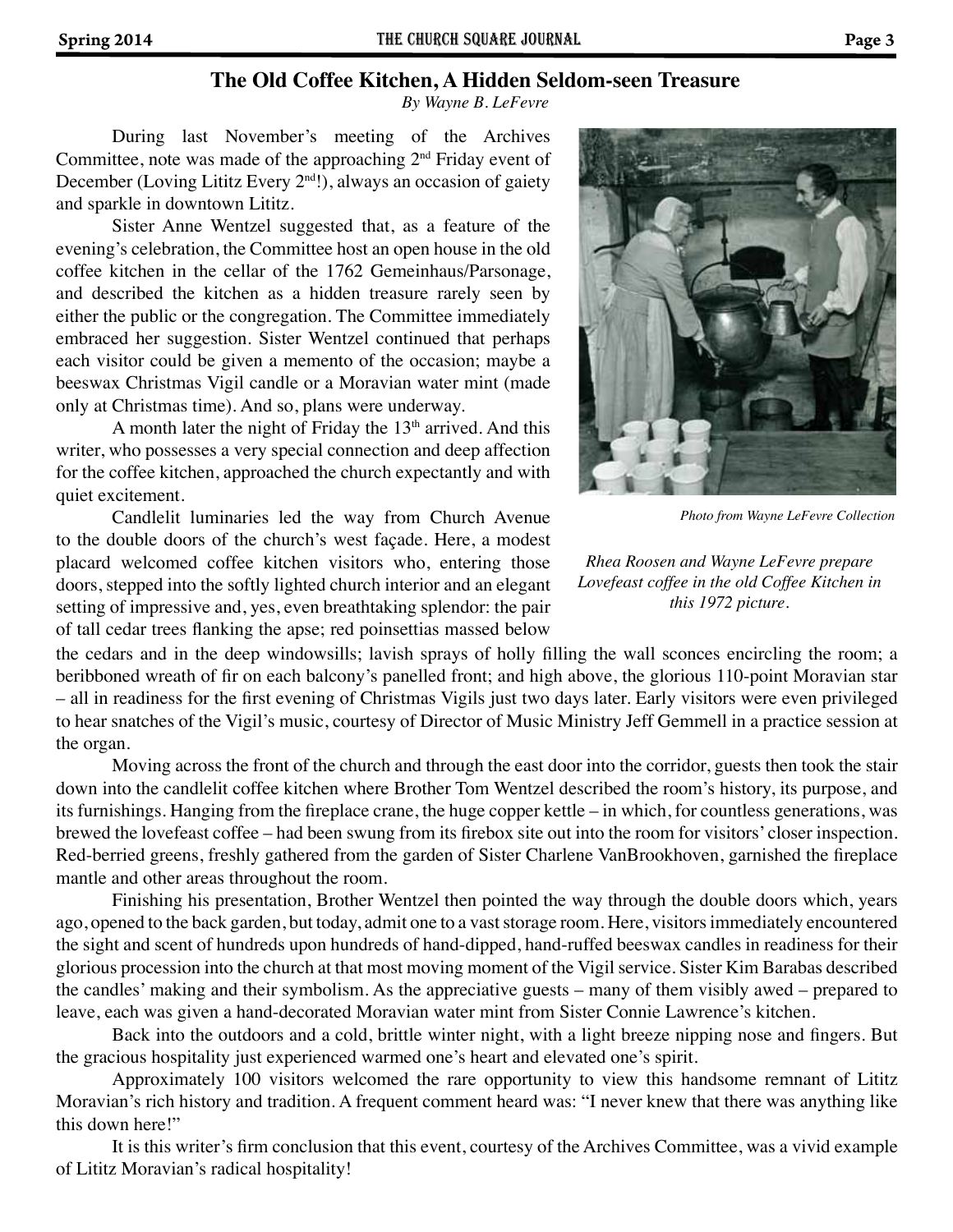## The Old Coffee Kitchen, A Hidden Seldom-seen Treasure

*By Wayne B. LeFevre*

During last November's meeting of the Archives Committee, note was made of the approaching 2nd Friday event of December (Loving Lititz Every 2nd!), always an occasion of gaiety and sparkle in downtown Lititz.

Sister Anne Wentzel suggested that, as a feature of the evening's celebration, the Committee host an open house in the old coffee kitchen in the cellar of the 1762 Gemeinhaus/Parsonage, and described the kitchen as a hidden treasure rarely seen by either the public or the congregation. The Committee immediately embraced her suggestion. Sister Wentzel continued that perhaps each visitor could be given a memento of the occasion; maybe a beeswax Christmas Vigil candle or a Moravian water mint (made only at Christmas time). And so, plans were underway.

A month later the night of Friday the 13th arrived. And this writer, who possesses a very special connection and deep affection for the coffee kitchen, approached the church expectantly and with quiet excitement.

Candlelit luminaries led the way from Church Avenue to the double doors of the church's west façade. Here, a modest placard welcomed coffee kitchen visitors who, entering those doors, stepped into the softly lighted church interior and an elegant setting of impressive and, yes, even breathtaking splendor: the pair of tall cedar trees flanking the apse; red poinsettias massed below the cedars and in the deep windowsills; lavish sprays of holly filling the wall sconces encircling the room; a beribboned wreath of fir on each balcony's panelled front; and high above, the glorious 110-point Moravian star – all in readiness for the first evening of Christmas Vigils just two days later. Early visitors were even privileged to hear snatches of the Vigil's music, courtesy of Director of Music Ministry Jeff Gemmell in a practice session at the organ.

*Photo from Wayne LeFevre Collection*

*Rhea Roosen and Wayne LeFevre prepare Lovefeast coffee in the old Coffee Kitchen in this 1972 picture.*

Moving across the front of the church and through the east door into the corridor, guests then took the stair down into the candlelit coffee kitchen where Brother Tom Wentzel described the room's history, its purpose, and its furnishings. Hanging from the fireplace crane, the huge copper kettle – in which, for countless generations, was brewed the lovefeast coffee – had been swung from its firebox site out into the room for visitors' closer inspection. Red-berried greens, freshly gathered from the garden of Sister Charlene VanBrookhoven, garnished the fireplace mantle and other areas throughout the room.

Finishing his presentation, Brother Wentzel then pointed the way through the double doors which, years ago, opened to the back garden, but today, admit one to a vast storage room. Here, visitors immediately encountered the sight and scent of hundreds upon hundreds of hand-dipped, hand-ruffed beeswax candles in readiness for their glorious procession into the church at that most moving moment of the Vigil service. Sister Kim Barabas described the candles' making and their symbolism. As the appreciative guests – many of them visibly awed – prepared to leave, each was given a hand-decorated Moravian water mint from Sister Connie Lawrence's kitchen.

Back into the outdoors and a cold, brittle winter night, with a light breeze nipping nose and fingers. But the gracious hospitality just experienced warmed one's heart and elevated one's spirit.

Approximately 100 visitors welcomed the rare opportunity to view this handsome remnant of Lititz Moravian's rich history and tradition. A frequent comment heard was: "I never knew that there was anything like this down here!"

It is this writer's firm conclusion that this event, courtesy of the Archives Committee, was a vivid example of Lititz Moravian's radical hospitality!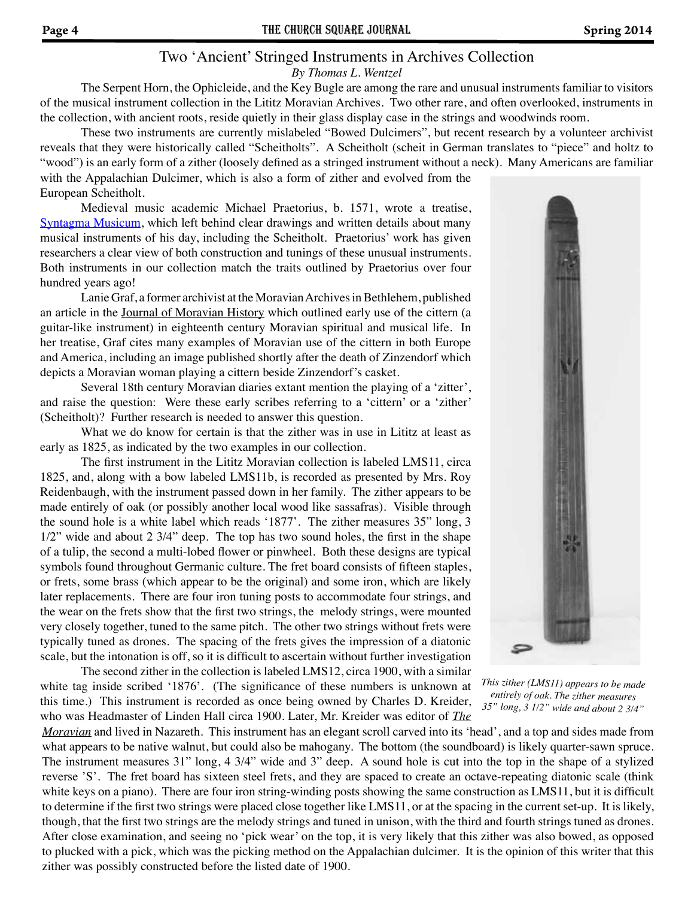# Two 'Ancient' Stringed Instruments in Archives Collection

*By Thomas L. Wentzel*

The Serpent Horn, the Ophicleide, and the Key Bugle are among the rare and unusual instruments familiar to visitors of the musical instrument collection in the Lititz Moravian Archives. Two other rare, and often overlooked, instruments in the collection, with ancient roots, reside quietly in their glass display case in the strings and woodwinds room.

These two instruments are currently mislabeled "Bowed Dulcimers", but recent research by a volunteer archivist reveals that they were historically called "Scheitholts". A Scheitholt (scheit in German translates to "piece" and holtz to "wood") is an early form of a zither (loosely defined as a stringed instrument without a neck). Many Americans are familiar with the Appalachian Dulcimer, which is also a form of zither and evolved from the European Scheitholt.

Medieval music academic Michael Praetorius, b. 1571, wrote a treatise, Syntagma Musicum, which left behind clear drawings and written details about many musical instruments of his day, including the Scheitholt. Praetorius' work has given researchers a clear view of both construction and tunings of these unusual instruments. Both instruments in our collection match the traits outlined by Praetorius over four hundred years ago!

Lanie Graf, a former archivist at the Moravian Archives in Bethlehem, published an article in the Journal of Moravian History which outlined early use of the cittern (a guitar-like instrument) in eighteenth century Moravian spiritual and musical life. In her treatise, Graf cites many examples of Moravian use of the cittern in both Europe and America, including an image published shortly after the death of Zinzendorf which depicts a Moravian woman playing a cittern beside Zinzendorf's casket.

Several 18th century Moravian diaries extant mention the playing of a 'zitter', and raise the question: Were these early scribes referring to a 'cittern' or a 'zither' (Scheitholt)? Further research is needed to answer this question.

What we do know for certain is that the zither was in use in Lititz at least as early as 1825, as indicated by the two examples in our collection.

The first instrument in the Lititz Moravian collection is labeled LMS11, circa 1825, and, along with a bow labeled LMS11b, is recorded as presented by Mrs. Roy Reidenbaugh, with the instrument passed down in her family. The zither appears to be made entirely of oak (or possibly another local wood like sassafras). Visible through the sound hole is a white label which reads '1877'. The zither measures 35" long, 3 1/2" wide and about 2 3/4" deep. The top has two sound holes, the first in the shape of a tulip, the second a multi-lobed flower or pinwheel. Both these designs are typical symbols found throughout Germanic culture. The fret board consists of fifteen staples, or frets, some brass (which appear to be the original) and some iron, which are likely later replacements. There are four iron tuning posts to accommodate four strings, and the wear on the frets show that the first two strings, the melody strings, were mounted very closely together, tuned to the same pitch. The other two strings without frets were typically tuned as drones. The spacing of the frets gives the impression of a diatonic scale, but the intonation is off, so it is difficult to ascertain without further investigation

*This zither (LMS11) appears to be made entirely of oak. The zither measures 35" long, 3 1/2" wide and about 2 3/4"*

The second zither in the collection is labeled LMS12, circa 1900, with a similar white tag inside scribed '1876'. (The significance of these numbers is unknown at this time.) This instrument is recorded as once being owned by Charles D. Kreider, who was Headmaster of Linden Hall circa 1900. Later, Mr. Kreider was editor of ***The Moravian*** and lived in Nazareth. This instrument has an elegant scroll carved into its 'head', and a top and sides made from what appears to be native walnut, but could also be mahogany. The bottom (the soundboard) is likely quarter-sawn spruce. The instrument measures 31" long, 4 3/4" wide and 3" deep. A sound hole is cut into the top in the shape of a stylized reverse 'S'. The fret board has sixteen steel frets, and they are spaced to create an octave-repeating diatonic scale (think white keys on a piano). There are four iron string-winding posts showing the same construction as LMS11, but it is difficult to determine if the first two strings were placed close together like LMS11, or at the spacing in the current set-up. It is likely, though, that the first two strings are the melody strings and tuned in unison, with the third and fourth strings tuned as drones. After close examination, and seeing no 'pick wear' on the top, it is very likely that this zither was also bowed, as opposed to plucked with a pick, which was the picking method on the Appalachian dulcimer. It is the opinion of this writer that this zither was possibly constructed before the listed date of 1900.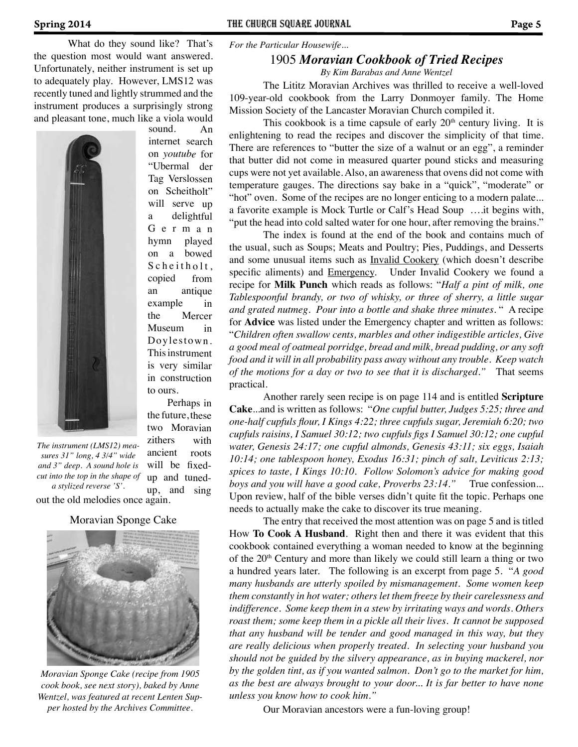What do they sound like? That's the question most would want answered. Unfortunately, neither instrument is set up to adequately play. However, LMS12 was recently tuned and lightly strummed and the instrument produces a surprisingly strong and pleasant tone, much like a viola would sound. An internet search on *youtube* for "Ubermal der Tag Verslossen on Scheitholt" will serve up a delightful German hymn played on a bowed Scheitholt, copied from an antique example in the Mercer Museum in Doylestown. This instrument is very similar in construction to ours.

*The instrument (LMS12) measures 31" long, 4 3/4" wide and 3" deep. A sound hole is cut into the top in the shape of a stylized reverse 'S'.*

Perhaps in the future, these two Moravian zithers with ancient roots will be fixed-up and tuned-up, and sing out the old melodies once again.

Moravian Sponge Cake

*Moravian Sponge Cake (recipe from 1905 cook book, see next story), baked by Anne Wentzel, was featured at recent Lenten Supper hosted by the Archives Committee.*

*For the Particular Housewife...*

## 1905 *Moravian Cookbook of Tried Recipes*

*By Kim Barabas and Anne Wentzel*

The Lititz Moravian Archives was thrilled to receive a well-loved 109-year-old cookbook from the Larry Donmoyer family. The Home Mission Society of the Lancaster Moravian Church compiled it.

This cookbook is a time capsule of early 20th century living. It is enlightening to read the recipes and discover the simplicity of that time. There are references to "butter the size of a walnut or an egg", a reminder that butter did not come in measured quarter pound sticks and measuring cups were not yet available. Also, an awareness that ovens did not come with temperature gauges. The directions say bake in a "quick", "moderate" or "hot" oven. Some of the recipes are no longer enticing to a modern palate... a favorite example is Mock Turtle or Calf's Head Soup ….it begins with, "put the head into cold salted water for one hour, after removing the brains."

The index is found at the end of the book and contains much of the usual, such as Soups; Meats and Poultry; Pies, Puddings, and Desserts and some unusual items such as Invalid Cookery (which doesn't describe specific aliments) and Emergency. Under Invalid Cookery we found a recipe for **Milk Punch** which reads as follows: "*Half a pint of milk, one Tablespoonful brandy, or two of whisky, or three of sherry, a little sugar and grated nutmeg. Pour into a bottle and shake three minutes.*" A recipe for **Advice** was listed under the Emergency chapter and written as follows: "*Children often swallow cents, marbles and other indigestible articles, Give a good meal of oatmeal porridge, bread and milk, bread pudding, or any soft food and it will in all probability pass away without any trouble. Keep watch of the motions for a day or two to see that it is discharged.*" That seems practical.

Another rarely seen recipe is on page 114 and is entitled **Scripture Cake**...and is written as follows: "*One cupful butter, Judges 5:25; three and one-half cupfuls flour, I Kings 4:22; three cupfuls sugar, Jeremiah 6:20; two cupfuls raisins, I Samuel 30:12; two cupfuls figs I Samuel 30:12; one cupful water, Genesis 24:17; one cupful almonds, Genesis 43:11; six eggs, Isaiah 10:14; one tablespoon honey, Exodus 16:31; pinch of salt, Leviticus 2:13; spices to taste, I Kings 10:10. Follow Solomon's advice for making good boys and you will have a good cake, Proverbs 23:14.*" True confession... Upon review, half of the bible verses didn't quite fit the topic. Perhaps one needs to actually make the cake to discover its true meaning.

The entry that received the most attention was on page 5 and is titled How **To Cook A Husband**. Right then and there it was evident that this cookbook contained everything a woman needed to know at the beginning of the 20th Century and more than likely we could still learn a thing or two a hundred years later. The following is an excerpt from page 5. "*A good many husbands are utterly spoiled by mismanagement. Some women keep them constantly in hot water; others let them freeze by their carelessness and indifference. Some keep them in a stew by irritating ways and words. Others roast them; some keep them in a pickle all their lives. It cannot be supposed that any husband will be tender and good managed in this way, but they are really delicious when properly treated. In selecting your husband you should not be guided by the silvery appearance, as in buying mackerel, nor by the golden tint, as if you wanted salmon. Don't go to the market for him, as the best are always brought to your door... It is far better to have none unless you know how to cook him.*"

Our Moravian ancestors were a fun-loving group!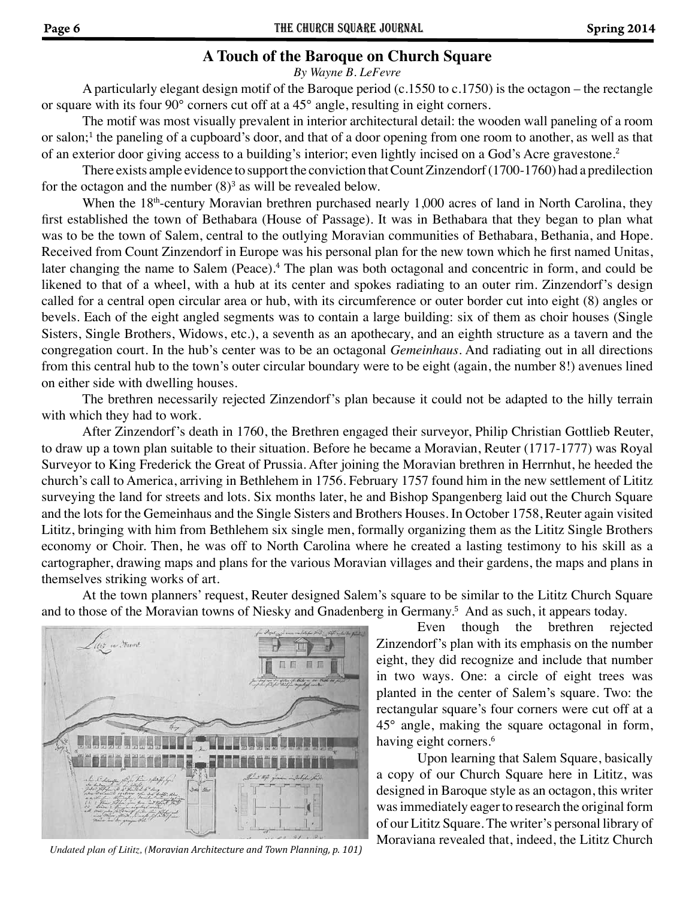## A Touch of the Baroque on Church Square

*By Wayne B. LeFevre*

A particularly elegant design motif of the Baroque period (c.1550 to c.1750) is the octagon – the rectangle or square with its four 90° corners cut off at a 45° angle, resulting in eight corners.

The motif was most visually prevalent in interior architectural detail: the wooden wall paneling of a room or salon;[1] the paneling of a cupboard's door, and that of a door opening from one room to another, as well as that of an exterior door giving access to a building's interior; even lightly incised on a God's Acre gravestone.[2]

There exists ample evidence to support the conviction that Count Zinzendorf (1700-1760) had a predilection for the octagon and the number (8)[3] as will be revealed below.

When the 18th-century Moravian brethren purchased nearly 1,000 acres of land in North Carolina, they first established the town of Bethabara (House of Passage). It was in Bethabara that they began to plan what was to be the town of Salem, central to the outlying Moravian communities of Bethabara, Bethania, and Hope. Received from Count Zinzendorf in Europe was his personal plan for the new town which he first named Unitas, later changing the name to Salem (Peace).[4] The plan was both octagonal and concentric in form, and could be likened to that of a wheel, with a hub at its center and spokes radiating to an outer rim. Zinzendorf's design called for a central open circular area or hub, with its circumference or outer border cut into eight (8) angles or bevels. Each of the eight angled segments was to contain a large building: six of them as choir houses (Single Sisters, Single Brothers, Widows, etc.), a seventh as an apothecary, and an eighth structure as a tavern and the congregation court. In the hub's center was to be an octagonal *Gemeinhaus*. And radiating out in all directions from this central hub to the town's outer circular boundary were to be eight (again, the number 8!) avenues lined on either side with dwelling houses.

The brethren necessarily rejected Zinzendorf's plan because it could not be adapted to the hilly terrain with which they had to work.

After Zinzendorf's death in 1760, the Brethren engaged their surveyor, Philip Christian Gottlieb Reuter, to draw up a town plan suitable to their situation. Before he became a Moravian, Reuter (1717-1777) was Royal Surveyor to King Frederick the Great of Prussia. After joining the Moravian brethren in Herrnhut, he heeded the church's call to America, arriving in Bethlehem in 1756. February 1757 found him in the new settlement of Lititz surveying the land for streets and lots. Six months later, he and Bishop Spangenberg laid out the Church Square and the lots for the Gemeinhaus and the Single Sisters and Brothers Houses. In October 1758, Reuter again visited Lititz, bringing with him from Bethlehem six single men, formally organizing them as the Lititz Single Brothers economy or Choir. Then, he was off to North Carolina where he created a lasting testimony to his skill as a cartographer, drawing maps and plans for the various Moravian villages and their gardens, the maps and plans in themselves striking works of art.

At the town planners' request, Reuter designed Salem's square to be similar to the Lititz Church Square and to those of the Moravian towns of Niesky and Gnadenberg in Germany.[5] And as such, it appears today.

*Undated plan of Lititz, (Moravian Architecture and Town Planning, p. 101)*

Even though the brethren rejected Zinzendorf's plan with its emphasis on the number eight, they did recognize and include that number in two ways. One: a circle of eight trees was planted in the center of Salem's square. Two: the rectangular square's four corners were cut off at a 45° angle, making the square octagonal in form, having eight corners.[6]

Upon learning that Salem Square, basically a copy of our Church Square here in Lititz, was designed in Baroque style as an octagon, this writer was immediately eager to research the original form of our Lititz Square. The writer's personal library of Moraviana revealed that, indeed, the Lititz Church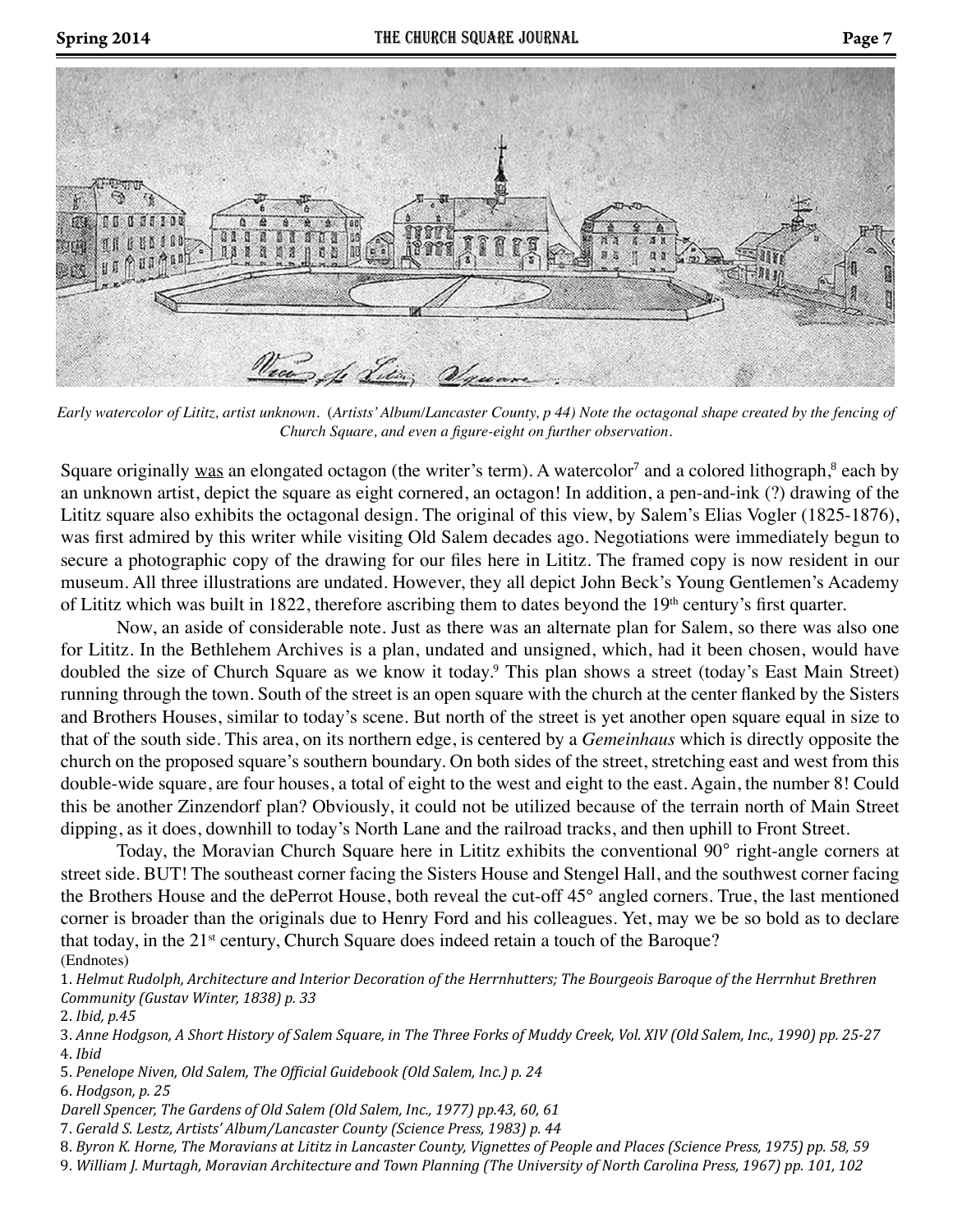*Early watercolor of Lititz, artist unknown. (Artists' Album/Lancaster County, p 44) Note the octagonal shape created by the fencing of Church Square, and even a figure-eight on further observation.*

Square originally <u>was</u> an elongated octagon (the writer's term). A watercolor[7] and a colored lithograph,[8] each by an unknown artist, depict the square as eight cornered, an octagon! In addition, a pen-and-ink (?) drawing of the Lititz square also exhibits the octagonal design. The original of this view, by Salem's Elias Vogler (1825-1876), was first admired by this writer while visiting Old Salem decades ago. Negotiations were immediately begun to secure a photographic copy of the drawing for our files here in Lititz. The framed copy is now resident in our museum. All three illustrations are undated. However, they all depict John Beck's Young Gentlemen's Academy of Lititz which was built in 1822, therefore ascribing them to dates beyond the 19th century's first quarter.

Now, an aside of considerable note. Just as there was an alternate plan for Salem, so there was also one for Lititz. In the Bethlehem Archives is a plan, undated and unsigned, which, had it been chosen, would have doubled the size of Church Square as we know it today.[9] This plan shows a street (today's East Main Street) running through the town. South of the street is an open square with the church at the center flanked by the Sisters and Brothers Houses, similar to today's scene. But north of the street is yet another open square equal in size to that of the south side. This area, on its northern edge, is centered by a *Gemeinhaus* which is directly opposite the church on the proposed square's southern boundary. On both sides of the street, stretching east and west from this double-wide square, are four houses, a total of eight to the west and eight to the east. Again, the number 8! Could this be another Zinzendorf plan? Obviously, it could not be utilized because of the terrain north of Main Street dipping, as it does, downhill to today's North Lane and the railroad tracks, and then uphill to Front Street.

Today, the Moravian Church Square here in Lititz exhibits the conventional 90° right-angle corners at street side. BUT! The southeast corner facing the Sisters House and Stengel Hall, and the southwest corner facing the Brothers House and the dePerrot House, both reveal the cut-off 45° angled corners. True, the last mentioned corner is broader than the originals due to Henry Ford and his colleagues. Yet, may we be so bold as to declare that today, in the 21st century, Church Square does indeed retain a touch of the Baroque?

(Endnotes)

1. *Helmut Rudolph, Architecture and Interior Decoration of the Herrnhutters; The Bourgeois Baroque of the Herrnhut Brethren Community (Gustav Winter, 1838) p. 33*
2. *Ibid, p.45*
3. *Anne Hodgson, A Short History of Salem Square, in The Three Forks of Muddy Creek, Vol. XIV (Old Salem, Inc., 1990) pp. 25-27*
4. *Ibid*
5. *Penelope Niven, Old Salem, The Official Guidebook (Old Salem, Inc.) p. 24*
6. *Hodgson, p. 25*

   *Darell Spencer, The Gardens of Old Salem (Old Salem, Inc., 1977) pp.43, 60, 61*
7. *Gerald S. Lestz, Artists' Album/Lancaster County (Science Press, 1983) p. 44*
8. *Byron K. Horne, The Moravians at Lititz in Lancaster County, Vignettes of People and Places (Science Press, 1975) pp. 58, 59*
9. *William J. Murtagh, Moravian Architecture and Town Planning (The University of North Carolina Press, 1967) pp. 101, 102*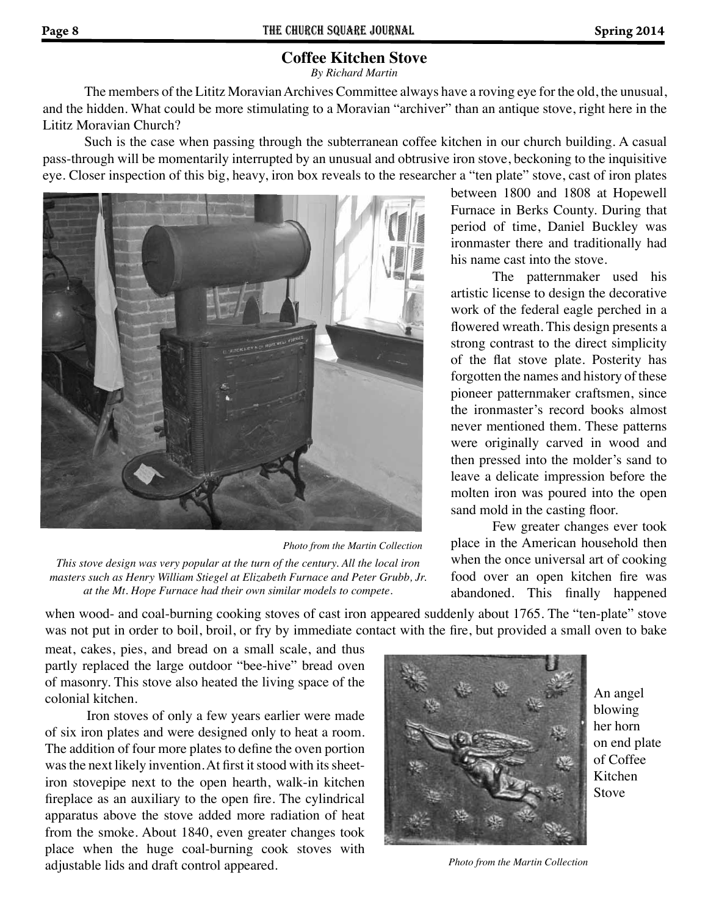## Coffee Kitchen Stove

*By Richard Martin*

The members of the Lititz Moravian Archives Committee always have a roving eye for the old, the unusual, and the hidden. What could be more stimulating to a Moravian "archiver" than an antique stove, right here in the Lititz Moravian Church?

Such is the case when passing through the subterranean coffee kitchen in our church building. A casual pass-through will be momentarily interrupted by an unusual and obtrusive iron stove, beckoning to the inquisitive eye. Closer inspection of this big, heavy, iron box reveals to the researcher a "ten plate" stove, cast of iron plates between 1800 and 1808 at Hopewell Furnace in Berks County. During that period of time, Daniel Buckley was ironmaster there and traditionally had his name cast into the stove.

*Photo from the Martin Collection*

*This stove design was very popular at the turn of the century. All the local iron masters such as Henry William Stiegel at Elizabeth Furnace and Peter Grubb, Jr. at the Mt. Hope Furnace had their own similar models to compete.*

The patternmaker used his artistic license to design the decorative work of the federal eagle perched in a flowered wreath. This design presents a strong contrast to the direct simplicity of the flat stove plate. Posterity has forgotten the names and history of these pioneer patternmaker craftsmen, since the ironmaster's record books almost never mentioned them. These patterns were originally carved in wood and then pressed into the molder's sand to leave a delicate impression before the molten iron was poured into the open sand mold in the casting floor.

Few greater changes ever took place in the American household then when the once universal art of cooking food over an open kitchen fire was abandoned. This finally happened when wood- and coal-burning cooking stoves of cast iron appeared suddenly about 1765. The "ten-plate" stove was not put in order to boil, broil, or fry by immediate contact with the fire, but provided a small oven to bake meat, cakes, pies, and bread on a small scale, and thus partly replaced the large outdoor "bee-hive" bread oven of masonry. This stove also heated the living space of the colonial kitchen.

Iron stoves of only a few years earlier were made of six iron plates and were designed only to heat a room. The addition of four more plates to define the oven portion was the next likely invention. At first it stood with its sheet-iron stovepipe next to the open hearth, walk-in kitchen fireplace as an auxiliary to the open fire. The cylindrical apparatus above the stove added more radiation of heat from the smoke. About 1840, even greater changes took place when the huge coal-burning cook stoves with adjustable lids and draft control appeared.

An angel blowing her horn on end plate of Coffee Kitchen Stove

*Photo from the Martin Collection*